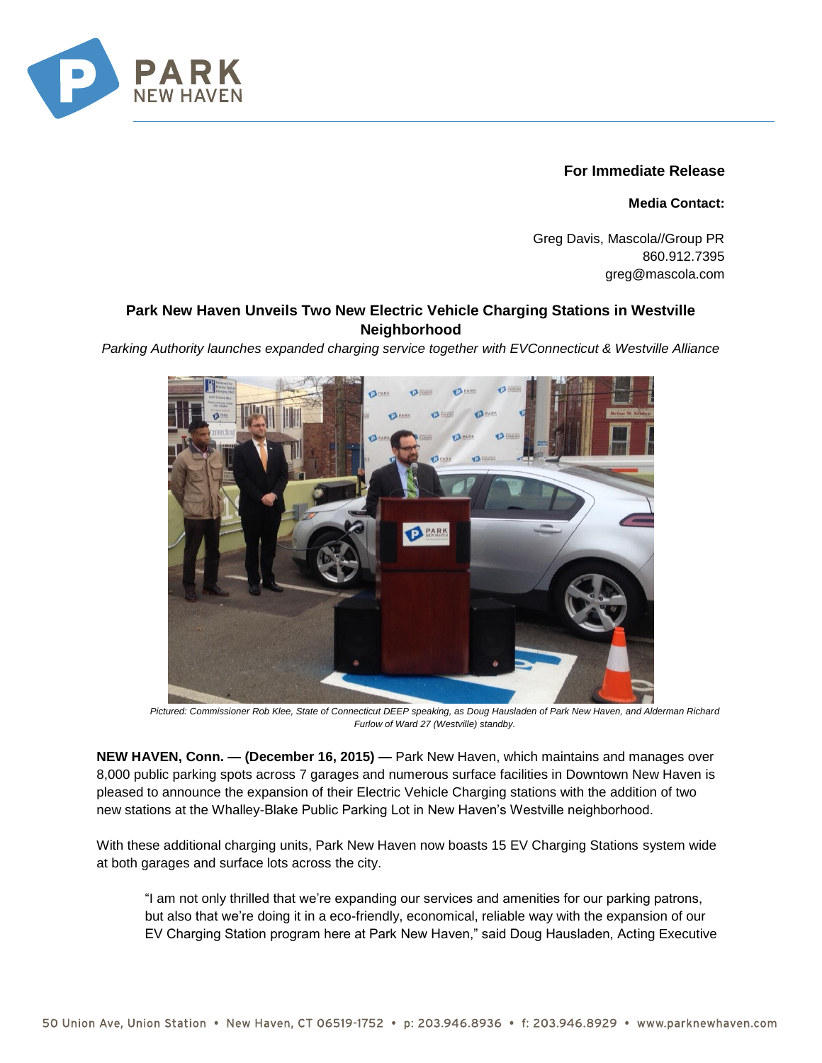**For Immediate Release**

**Media Contact:**

Greg Davis, Mascola//Group PR
860.912.7395
greg@mascola.com

## Park New Haven Unveils Two New Electric Vehicle Charging Stations in Westville Neighborhood

*Parking Authority launches expanded charging service together with EVConnecticut & Westville Alliance*

*Pictured: Commissioner Rob Klee, State of Connecticut DEEP speaking, as Doug Hausladen of Park New Haven, and Alderman Richard Furlow of Ward 27 (Westville) standby.*

**NEW HAVEN, Conn. — (December 16, 2015) —** Park New Haven, which maintains and manages over 8,000 public parking spots across 7 garages and numerous surface facilities in Downtown New Haven is pleased to announce the expansion of their Electric Vehicle Charging stations with the addition of two new stations at the Whalley-Blake Public Parking Lot in New Haven's Westville neighborhood.

With these additional charging units, Park New Haven now boasts 15 EV Charging Stations system wide at both garages and surface lots across the city.

> "I am not only thrilled that we're expanding our services and amenities for our parking patrons, but also that we're doing it in a eco-friendly, economical, reliable way with the expansion of our EV Charging Station program here at Park New Haven," said Doug Hausladen, Acting Executive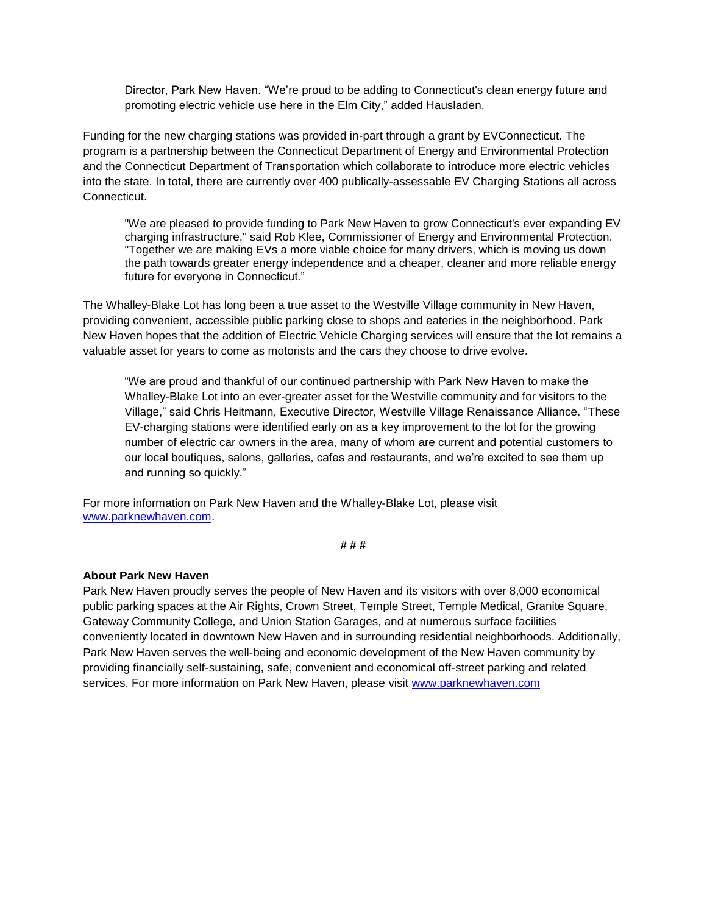> Director, Park New Haven. "We're proud to be adding to Connecticut's clean energy future and promoting electric vehicle use here in the Elm City," added Hausladen.

Funding for the new charging stations was provided in-part through a grant by EVConnecticut. The program is a partnership between the Connecticut Department of Energy and Environmental Protection and the Connecticut Department of Transportation which collaborate to introduce more electric vehicles into the state. In total, there are currently over 400 publically-assessable EV Charging Stations all across Connecticut.

> "We are pleased to provide funding to Park New Haven to grow Connecticut's ever expanding EV charging infrastructure," said Rob Klee, Commissioner of Energy and Environmental Protection. "Together we are making EVs a more viable choice for many drivers, which is moving us down the path towards greater energy independence and a cheaper, cleaner and more reliable energy future for everyone in Connecticut."

The Whalley-Blake Lot has long been a true asset to the Westville Village community in New Haven, providing convenient, accessible public parking close to shops and eateries in the neighborhood. Park New Haven hopes that the addition of Electric Vehicle Charging services will ensure that the lot remains a valuable asset for years to come as motorists and the cars they choose to drive evolve.

> "We are proud and thankful of our continued partnership with Park New Haven to make the Whalley-Blake Lot into an ever-greater asset for the Westville community and for visitors to the Village," said Chris Heitmann, Executive Director, Westville Village Renaissance Alliance. "These EV-charging stations were identified early on as a key improvement to the lot for the growing number of electric car owners in the area, many of whom are current and potential customers to our local boutiques, salons, galleries, cafes and restaurants, and we're excited to see them up and running so quickly."

For more information on Park New Haven and the Whalley-Blake Lot, please visit [www.parknewhaven.com](http://www.parknewhaven.com).

# # #

**About Park New Haven**

Park New Haven proudly serves the people of New Haven and its visitors with over 8,000 economical public parking spaces at the Air Rights, Crown Street, Temple Street, Temple Medical, Granite Square, Gateway Community College, and Union Station Garages, and at numerous surface facilities conveniently located in downtown New Haven and in surrounding residential neighborhoods. Additionally, Park New Haven serves the well-being and economic development of the New Haven community by providing financially self-sustaining, safe, convenient and economical off-street parking and related services. For more information on Park New Haven, please visit [www.parknewhaven.com](http://www.parknewhaven.com)